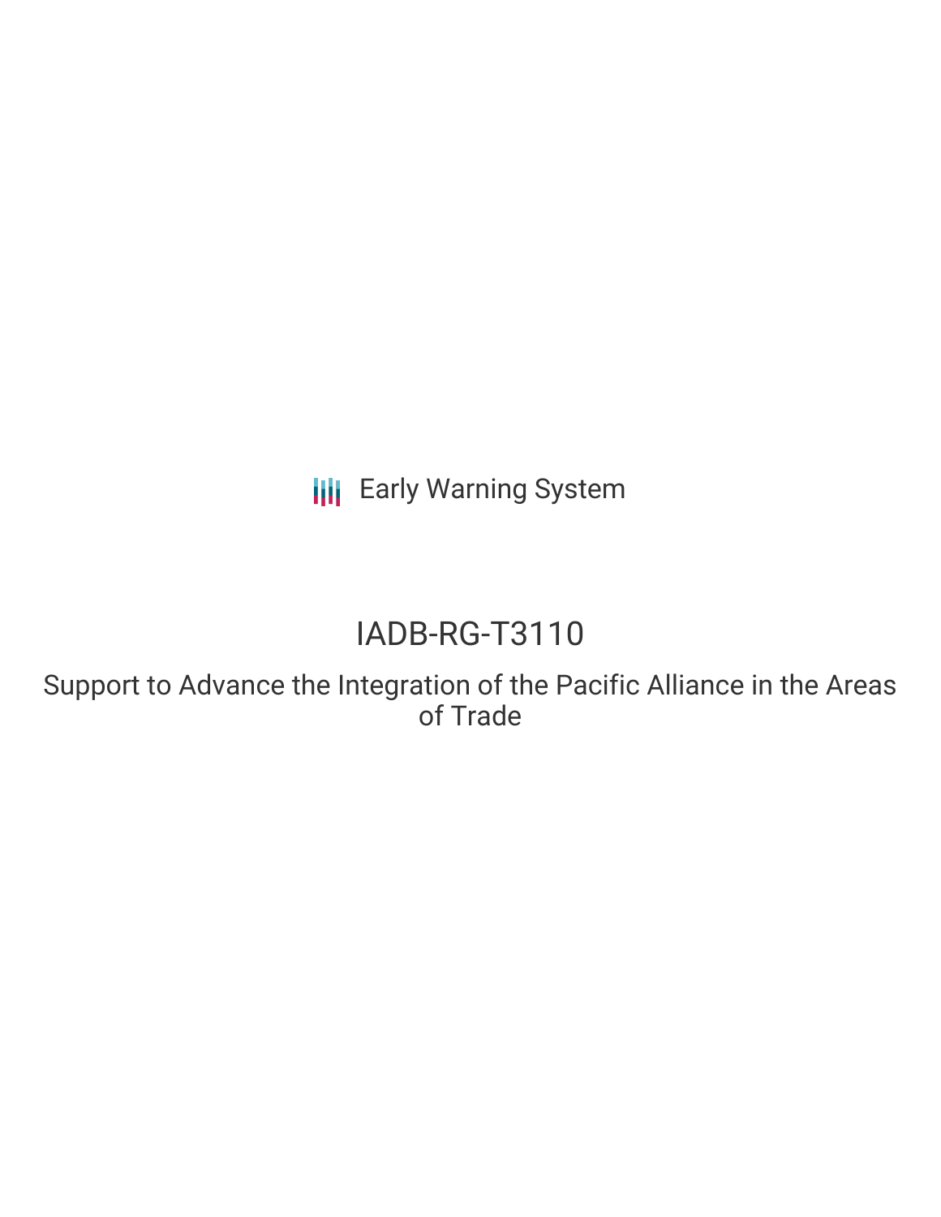Early Warning System

# IADB-RG-T3110

## Support to Advance the Integration of the Pacific Alliance in the Areas of Trade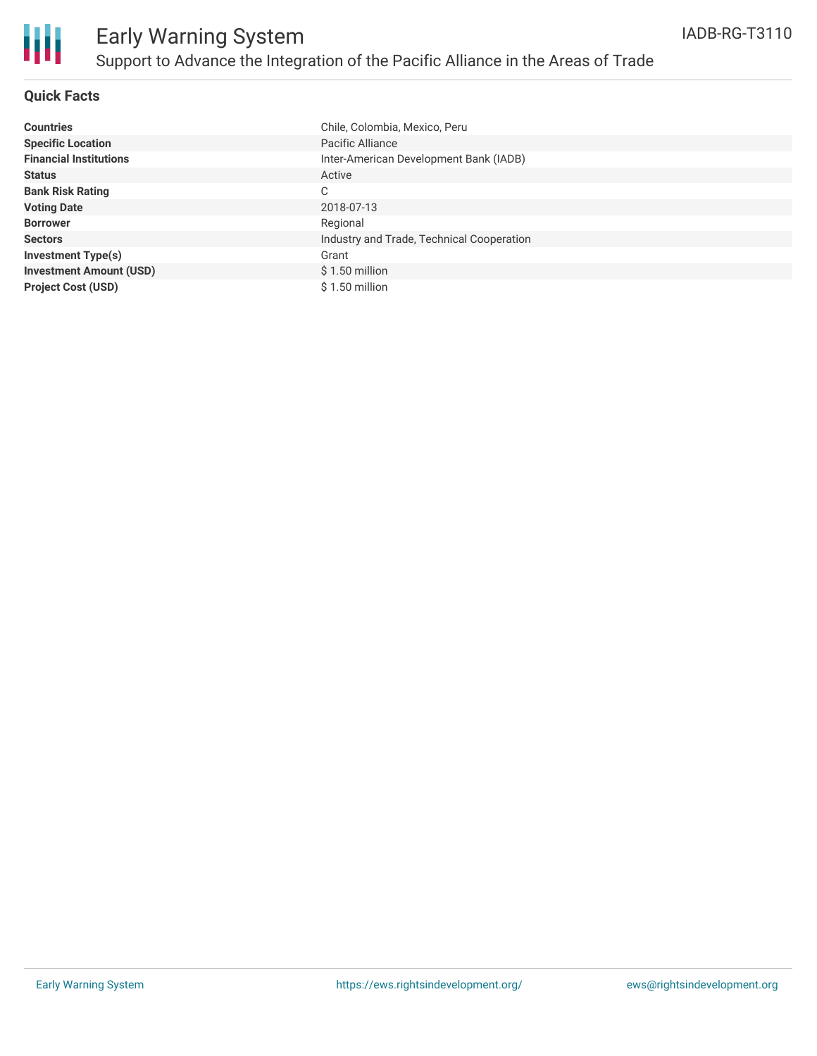# Early Warning System

## Support to Advance the Integration of the Pacific Alliance in the Areas of Trade

IADB-RG-T3110

### Quick Facts

| | |
|---|---|
| **Countries** | Chile, Colombia, Mexico, Peru |
| **Specific Location** | Pacific Alliance |
| **Financial Institutions** | Inter-American Development Bank (IADB) |
| **Status** | Active |
| **Bank Risk Rating** | C |
| **Voting Date** | 2018-07-13 |
| **Borrower** | Regional |
| **Sectors** | Industry and Trade, Technical Cooperation |
| **Investment Type(s)** | Grant |
| **Investment Amount (USD)** | $ 1.50 million |
| **Project Cost (USD)** | $ 1.50 million |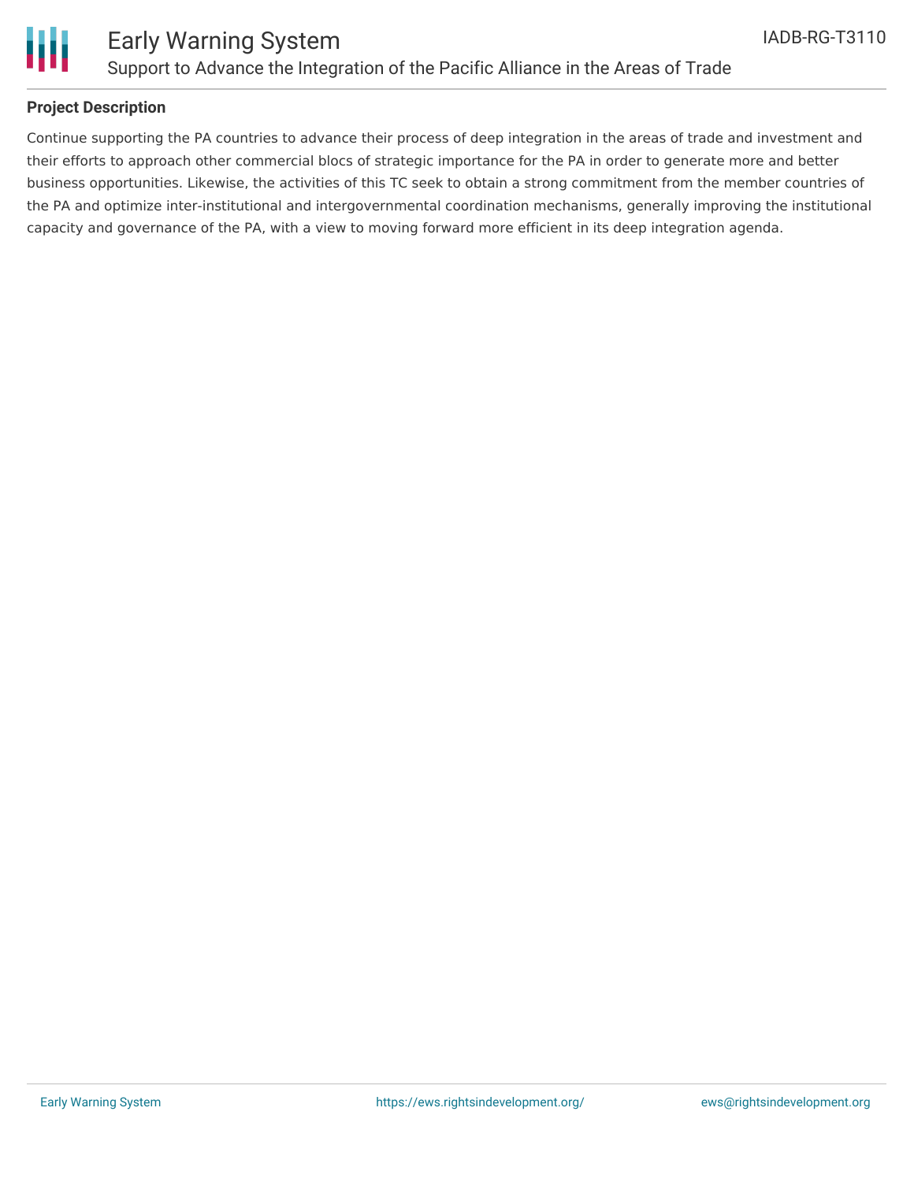## Project Description

Continue supporting the PA countries to advance their process of deep integration in the areas of trade and investment and their efforts to approach other commercial blocs of strategic importance for the PA in order to generate more and better business opportunities. Likewise, the activities of this TC seek to obtain a strong commitment from the member countries of the PA and optimize inter-institutional and intergovernmental coordination mechanisms, generally improving the institutional capacity and governance of the PA, with a view to moving forward more efficient in its deep integration agenda.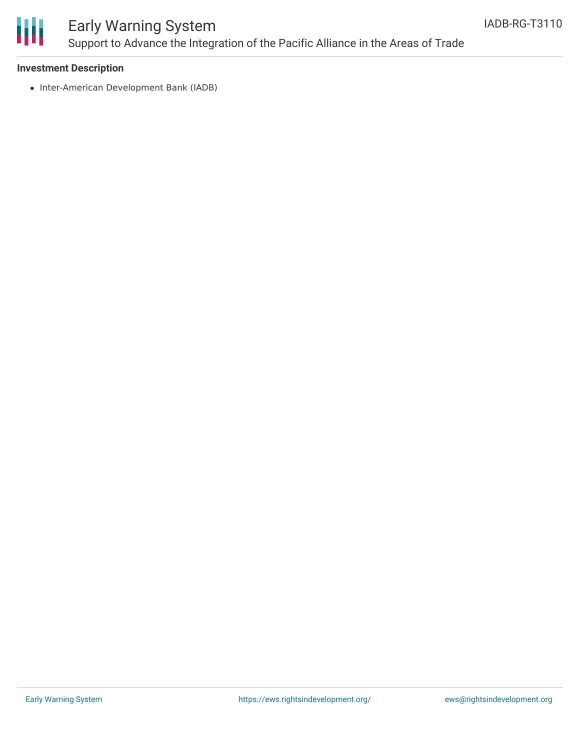**Investment Description**

- Inter-American Development Bank (IADB)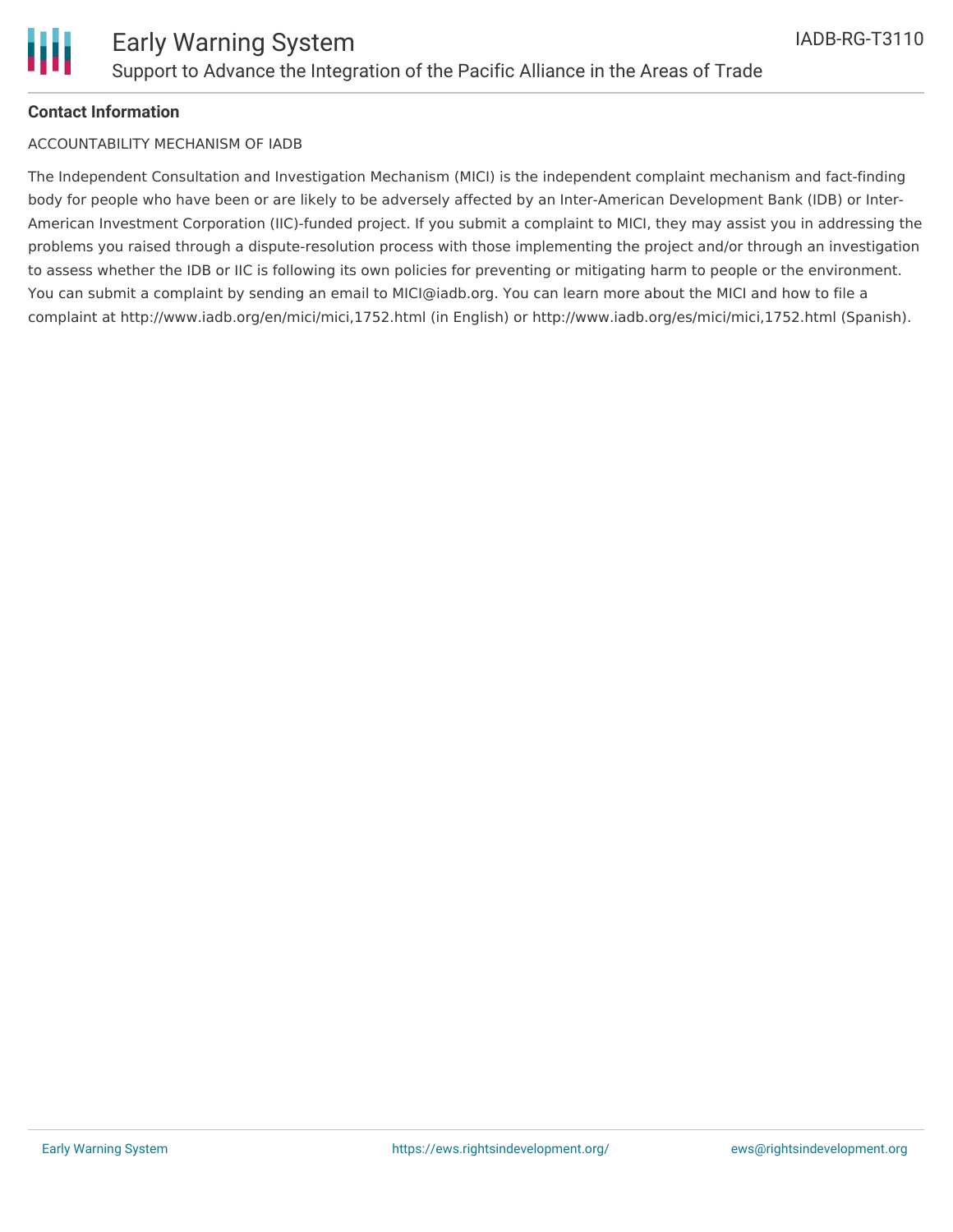**Contact Information**

ACCOUNTABILITY MECHANISM OF IADB

The Independent Consultation and Investigation Mechanism (MICI) is the independent complaint mechanism and fact-finding body for people who have been or are likely to be adversely affected by an Inter-American Development Bank (IDB) or Inter-American Investment Corporation (IIC)-funded project. If you submit a complaint to MICI, they may assist you in addressing the problems you raised through a dispute-resolution process with those implementing the project and/or through an investigation to assess whether the IDB or IIC is following its own policies for preventing or mitigating harm to people or the environment. You can submit a complaint by sending an email to MICI@iadb.org. You can learn more about the MICI and how to file a complaint at http://www.iadb.org/en/mici/mici,1752.html (in English) or http://www.iadb.org/es/mici/mici,1752.html (Spanish).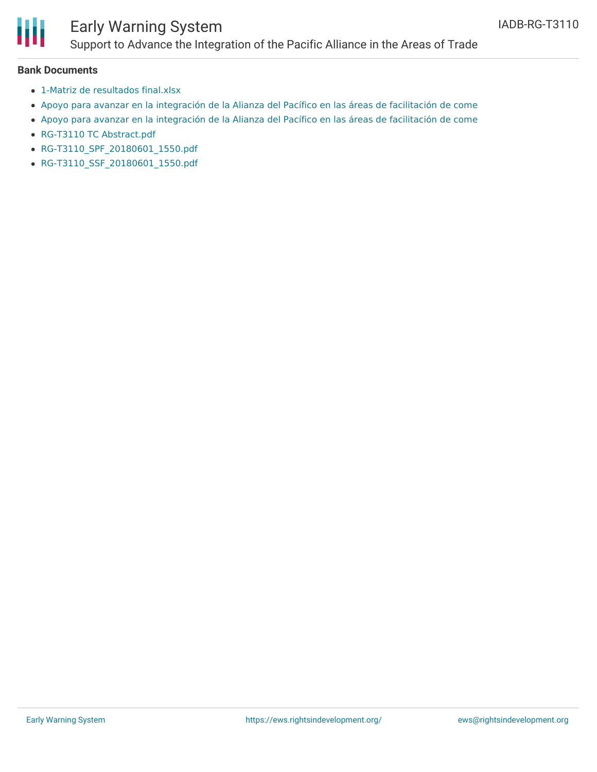**Bank Documents**

- 1-Matriz de resultados final.xlsx
- Apoyo para avanzar en la integración de la Alianza del Pacífico en las áreas de facilitación de come
- Apoyo para avanzar en la integración de la Alianza del Pacífico en las áreas de facilitación de come
- RG-T3110 TC Abstract.pdf
- RG-T3110_SPF_20180601_1550.pdf
- RG-T3110_SSF_20180601_1550.pdf